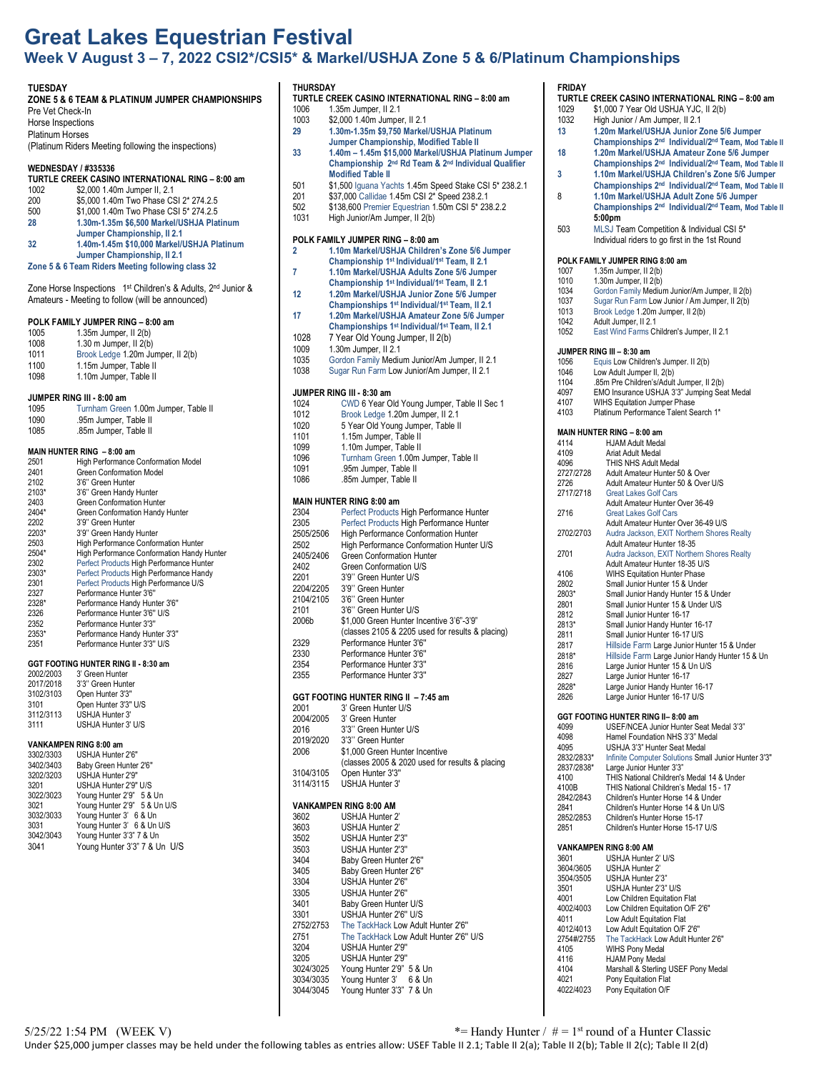# Great Lakes Equestrian Festival

## Week V August 3 – 7, 2022 CSI2*/CSI5* & Markel/USHJA Zone 5 & 6/Platinum Championships

### TUESDAY

**ZONE 5 & 6 TEAM & PLATINUM JUMPER CHAMPIONSHIPS**

Pre Vet Check-In
Horse Inspections
Platinum Horses
(Platinum Riders Meeting following the inspections)

**WEDNESDAY / #335336**

**TURTLE CREEK CASINO INTERNATIONAL RING – 8:00 am**

| | |
|---|---|
| 1002 | $2,000 1.40m Jumper II, 2.1 |
| 200 | $5,000 1.40m Two Phase CSI 2* 274.2.5 |
| 500 | $1,000 1.40m Two Phase CSI 5* 274.2.5 |
| **28** | **1.30m-1.35m $6,500 Markel/USHJA Platinum Jumper Championship, II 2.1** |
| **32** | **1.40m-1.45m $10,000 Markel/USHJA Platinum Jumper Championship, II 2.1** |

**Zone 5 & 6 Team Riders Meeting following class 32**

Zone Horse Inspections 1st Children's & Adults, 2nd Junior & Amateurs - Meeting to follow (will be announced)

**POLK FAMILY JUMPER RING – 8:00 am**

| | |
|---|---|
| 1005 | 1.35m Jumper, II 2(b) |
| 1008 | 1.30 m Jumper, II 2(b) |
| 1011 | Brook Ledge 1.20m Jumper, II 2(b) |
| 1100 | 1.15m Jumper, Table II |
| 1098 | 1.10m Jumper, Table II |

**JUMPER RING III - 8:00 am**

| | |
|---|---|
| 1095 | Turnham Green 1.00m Jumper, Table II |
| 1090 | .95m Jumper, Table II |
| 1085 | .85m Jumper, Table II |

**MAIN HUNTER RING – 8:00 am**

| | |
|---|---|
| 2501 | High Performance Conformation Model |
| 2401 | Green Conformation Model |
| 2102 | 3'6" Green Hunter |
| 2103* | 3'6" Green Handy Hunter |
| 2403 | Green Conformation Hunter |
| 2404* | Green Conformation Handy Hunter |
| 2202 | 3'9" Green Hunter |
| 2203* | 3'9" Green Handy Hunter |
| 2503 | High Performance Conformation Hunter |
| 2504* | High Performance Conformation Handy Hunter |
| 2302 | Perfect Products High Performance Hunter |
| 2303* | Perfect Products High Performance Handy |
| 2301 | Perfect Products High Performance U/S |
| 2327 | Performance Hunter 3'6" |
| 2328* | Performance Handy Hunter 3'6" |
| 2326 | Performance Hunter 3'6" U/S |
| 2352 | Performance Hunter 3'3" |
| 2353* | Performance Handy Hunter 3'3" |
| 2351 | Performance Hunter 3'3" U/S |

**GGT FOOTING HUNTER RING II - 8:30 am**

| | |
|---|---|
| 2002/2003 | 3' Green Hunter |
| 2017/2018 | 3'3" Green Hunter |
| 3102/3103 | Open Hunter 3'3" |
| 3101 | Open Hunter 3'3" U/S |
| 3112/3113 | USHJA Hunter 3' |
| 3111 | USHJA Hunter 3' U/S |

**VANKAMPEN RING 8:00 am**

| | |
|---|---|
| 3302/3303 | USHJA Hunter 2'6" |
| 3402/3403 | Baby Green Hunter 2'6" |
| 3202/3203 | USHJA Hunter 2'9" |
| 3201 | USHJA Hunter 2'9" U/S |
| 3022/3023 | Young Hunter 2'9" 5 & Un |
| 3021 | Young Hunter 2'9" 5 & Un U/S |
| 3032/3033 | Young Hunter 3' 6 & Un |
| 3031 | Young Hunter 3' 6 & Un U/S |
| 3042/3043 | Young Hunter 3'3" 7 & Un |
| 3041 | Young Hunter 3'3" 7 & Un U/S |

### THURSDAY

**TURTLE CREEK CASINO INTERNATIONAL RING – 8:00 am**

| | |
|---|---|
| 1006 | 1.35m Jumper, II 2.1 |
| 1003 | $2,000 1.40m Jumper, II 2.1 |
| **29** | **1.30m-1.35m $9,750 Markel/USHJA Platinum Jumper Championship, Modified Table II** |
| **33** | **1.40m – 1.45m $15,000 Markel/USHJA Platinum Jumper Championship 2nd Rd Team & 2nd Individual Qualifier Modified Table II** |
| 501 | $1,500 Iguana Yachts 1.45m Speed Stake CSI 5* 238.2.1 |
| 201 | $37,000 Callidae 1.45m CSI 2* Speed 238.2.1 |
| 502 | $138,600 Premier Equestrian 1.50m CSI 5* 238.2.2 |
| 1031 | High Junior/Am Jumper, II 2(b) |

**POLK FAMILY JUMPER RING – 8:00 am**

| | |
|---|---|
| **2** | **1.10m Markel/USHJA Children's Zone 5/6 Jumper Championship 1st Individual/1st Team, II 2.1** |
| **7** | **1.10m Markel/USHJA Adults Zone 5/6 Jumper Championship 1st Individual/1st Team, II 2.1** |
| **12** | **1.20m Markel/USHJA Junior Zone 5/6 Jumper Championships 1st Individual/1st Team, II 2.1** |
| **17** | **1.20m Markel/USHJA Amateur Zone 5/6 Jumper Championships 1st Individual/1st Team, II 2.1** |
| 1028 | 7 Year Old Young Jumper, II 2(b) |
| 1009 | 1.30m Jumper, II 2.1 |
| 1035 | Gordon Family Medium Junior/Am Jumper, II 2.1 |
| 1038 | Sugar Run Farm Low Junior/Am Jumper, II 2.1 |

**JUMPER RING III - 8:30 am**

| | |
|---|---|
| 1024 | CWD 6 Year Old Young Jumper, Table II Sec 1 |
| 1012 | Brook Ledge 1.20m Jumper, II 2.1 |
| 1020 | 5 Year Old Young Jumper, Table II |
| 1101 | 1.15m Jumper, Table II |
| 1099 | 1.10m Jumper, Table II |
| 1096 | Turnham Green 1.00m Jumper, Table II |
| 1091 | .95m Jumper, Table II |
| 1086 | .85m Jumper, Table II |

**MAIN HUNTER RING 8:00 am**

| | |
|---|---|
| 2304 | Perfect Products High Performance Hunter |
| 2305 | Perfect Products High Performance Hunter |
| 2505/2506 | High Performance Conformation Hunter |
| 2502 | High Performance Conformation Hunter U/S |
| 2405/2406 | Green Conformation Hunter |
| 2402 | Green Conformation U/S |
| 2201 | 3'9" Green Hunter U/S |
| 2204/2205 | 3'9" Green Hunter |
| 2104/2105 | 3'6" Green Hunter |
| 2101 | 3'6" Green Hunter U/S |
| 2006b | $1,000 Green Hunter Incentive 3'6"-3'9" (classes 2105 & 2205 used for results & placing) |
| 2329 | Performance Hunter 3'6" |
| 2330 | Performance Hunter 3'6" |
| 2354 | Performance Hunter 3'3" |
| 2355 | Performance Hunter 3'3" |

**GGT FOOTING HUNTER RING II – 7:45 am**

| | |
|---|---|
| 2001 | 3' Green Hunter U/S |
| 2004/2005 | 3' Green Hunter |
| 2016 | 3'3" Green Hunter U/S |
| 2019/2020 | 3'3" Green Hunter |
| 2006 | $1,000 Green Hunter Incentive (classes 2005 & 2020 used for results & placing |
| 3104/3105 | Open Hunter 3'3" |
| 3114/3115 | USHJA Hunter 3' |

**VANKAMPEN RING 8:00 AM**

| | |
|---|---|
| 3602 | USHJA Hunter 2' |
| 3603 | USHJA Hunter 2' |
| 3502 | USHJA Hunter 2'3" |
| 3503 | USHJA Hunter 2'3" |
| 3404 | Baby Green Hunter 2'6" |
| 3405 | Baby Green Hunter 2'6" |
| 3304 | USHJA Hunter 2'6" |
| 3305 | USHJA Hunter 2'6" |
| 3401 | Baby Green Hunter U/S |
| 3301 | USHJA Hunter 2'6" U/S |
| 2752/2753 | The TackHack Low Adult Hunter 2'6" |
| 2751 | The TackHack Low Adult Hunter 2'6" U/S |
| 3204 | USHJA Hunter 2'9" |
| 3205 | USHJA Hunter 2'9" |
| 3024/3025 | Young Hunter 2'9" 5 & Un |
| 3034/3035 | Young Hunter 3' 6 & Un |
| 3044/3045 | Young Hunter 3'3" 7 & Un |

### FRIDAY

**TURTLE CREEK CASINO INTERNATIONAL RING – 8:00 am**

| | |
|---|---|
| 1029 | $1,000 7 Year Old USHJA YJC, II 2(b) |
| 1032 | High Junior / Am Jumper, II 2.1 |
| **13** | **1.20m Markel/USHJA Junior Zone 5/6 Jumper Championships 2nd Individual/2nd Team, Mod Table II** |
| **18** | **1.20m Markel/USHJA Amateur Zone 5/6 Jumper Championships 2nd Individual/2nd Team, Mod Table II** |
| **3** | **1.10m Markel/USHJA Children's Zone 5/6 Jumper Championships 2nd Individual/2nd Team, Mod Table II** |
| **8** | **1.10m Markel/USHJA Adult Zone 5/6 Jumper Championships 2nd Individual/2nd Team, Mod Table II** |
| | **5:00pm** |
| 503 | MLSJ Team Competition & Individual CSI 5* Individual riders to go first in the 1st Round |

**POLK FAMILY JUMPER RING 8:00 am**

| | |
|---|---|
| 1007 | 1.35m Jumper, II 2(b) |
| 1010 | 1.30m Jumper, II 2(b) |
| 1034 | Gordon Family Medium Junior/Am Jumper, II 2(b) |
| 1037 | Sugar Run Farm Low Junior / Am Jumper, II 2(b) |
| 1013 | Brook Ledge 1.20m Jumper, II 2(b) |
| 1042 | Adult Jumper, II 2.1 |
| 1052 | East Wind Farms Children's Jumper, II 2.1 |

**JUMPER RING III – 8:30 am**

| | |
|---|---|
| 1056 | Equis Low Children's Jumper. II 2(b) |
| 1046 | Low Adult Jumper II, 2(b) |
| 1104 | .85m Pre Children's/Adult Jumper, II 2(b) |
| 4097 | EMO Insurance USHJA 3'3" Jumping Seat Medal |
| 4107 | WIHS Equitation Jumper Phase |
| 4103 | Platinum Performance Talent Search 1* |

**MAIN HUNTER RING – 8:00 am**

| | |
|---|---|
| 4114 | HJAM Adult Medal |
| 4109 | Ariat Adult Medal |
| 4096 | THIS NHS Adult Medal |
| 2727/2728 | Adult Amateur Hunter 50 & Over |
| 2726 | Adult Amateur Hunter 50 & Over U/S |
| 2717/2718 | Great Lakes Golf Cars Adult Amateur Hunter Over 36-49 |
| 2716 | Great Lakes Golf Cars Adult Amateur Hunter Over 36-49 U/S |
| 2702/2703 | Audra Jackson, EXIT Northern Shores Realty Adult Amateur Hunter 18-35 |
| 2701 | Audra Jackson, EXIT Northern Shores Realty Adult Amateur Hunter 18-35 U/S |
| 4106 | WIHS Equitation Hunter Phase |
| 2802 | Small Junior Hunter 15 & Under |
| 2803* | Small Junior Handy Hunter 15 & Under |
| 2801 | Small Junior Hunter 15 & Under U/S |
| 2812 | Small Junior Hunter 16-17 |
| 2813* | Small Junior Handy Hunter 16-17 |
| 2811 | Small Junior Hunter 16-17 U/S |
| 2817 | Hillside Farm Large Junior Hunter 15 & Under |
| 2818* | Hillside Farm Large Junior Handy Hunter 15 & Un |
| 2816 | Large Junior Hunter 15 & Un U/S |
| 2827 | Large Junior Hunter 16-17 |
| 2828* | Large Junior Handy Hunter 16-17 |
| 2826 | Large Junior Hunter 16-17 U/S |

**GGT FOOTING HUNTER RING II– 8:00 am**

| | |
|---|---|
| 4099 | USEF/NCEA Junior Hunter Seat Medal 3'3" |
| 4098 | Hamel Foundation NHS 3'3" Medal |
| 4095 | USHJA 3'3" Hunter Seat Medal |
| 2832/2833* | Infinite Computer Solutions Small Junior Hunter 3'3" |
| 2837/2838* | Large Junior Hunter 3'3" |
| 4100 | THIS National Children's Medal 14 & Under |
| 4100B | THIS National Children's Medal 15 - 17 |
| 2842/2843 | Children's Hunter Horse 14 & Under |
| 2841 | Children's Hunter Horse 14 & Un U/S |
| 2852/2853 | Children's Hunter Horse 15-17 |
| 2851 | Children's Hunter Horse 15-17 U/S |

**VANKAMPEN RING 8:00 AM**

| | |
|---|---|
| 3601 | USHJA Hunter 2' U/S |
| 3604/3605 | USHJA Hunter 2' |
| 3504/3505 | USHJA Hunter 2'3" |
| 3501 | USHJA Hunter 2'3" U/S |
| 4001 | Low Children Equitation Flat |
| 4002/4003 | Low Children Equitation O/F 2'6" |
| 4011 | Low Adult Equitation Flat |
| 4012/4013 | Low Adult Equitation O/F 2'6" |
| 2754#/2755 | The TackHack Low Adult Hunter 2'6" |
| 4105 | WIHS Pony Medal |
| 4116 | HJAM Pony Medal |
| 4104 | Marshall & Sterling USEF Pony Medal |
| 4021 | Pony Equitation Flat |
| 4022/4023 | Pony Equitation O/F |

5/25/22 1:54 PM (WEEK V)

*= Handy Hunter / # = 1st round of a Hunter Classic

Under $25,000 jumper classes may be held under the following tables as entries allow: USEF Table II 2.1; Table II 2(a); Table II 2(b); Table II 2(c); Table II 2(d)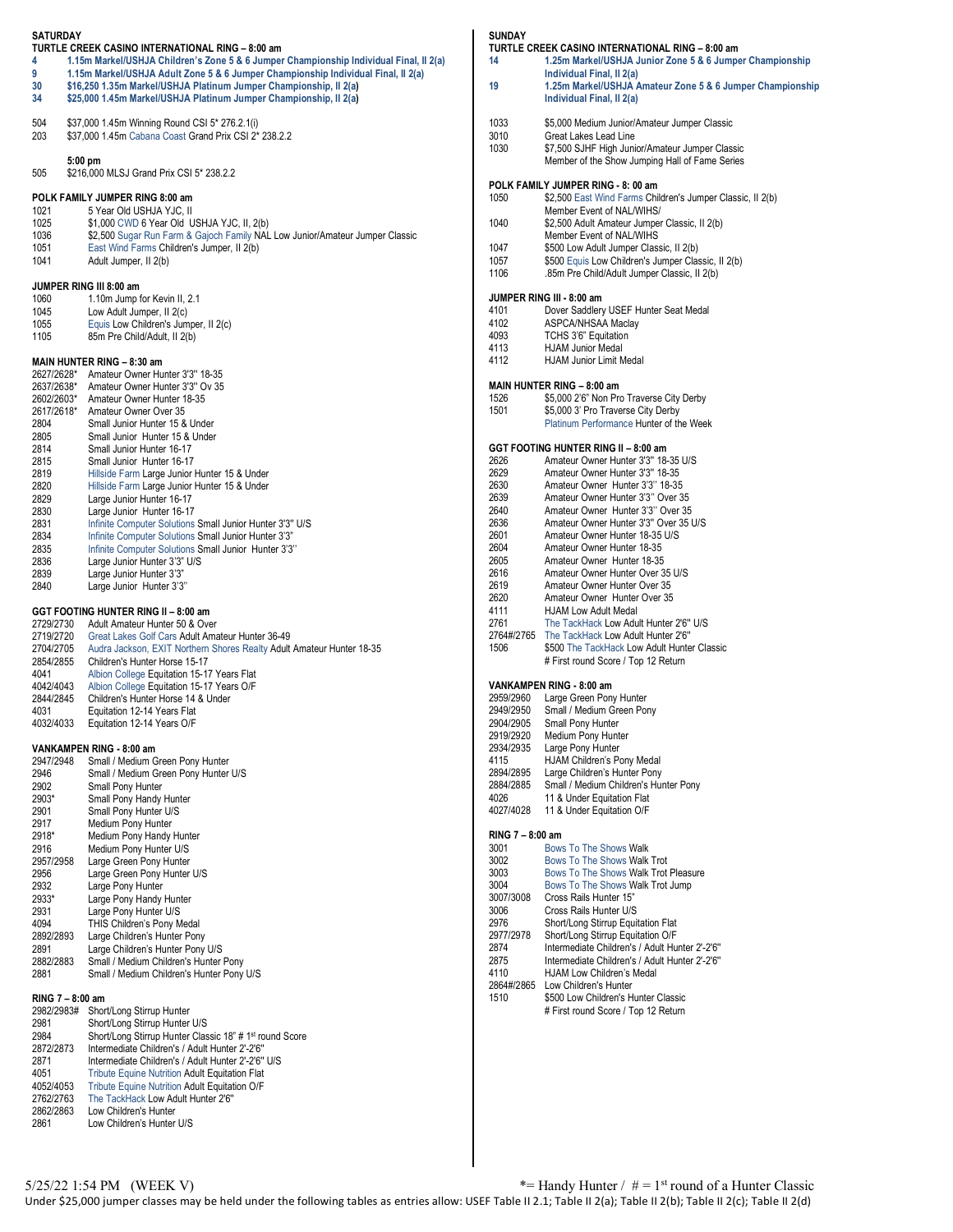## SATURDAY

### TURTLE CREEK CASINO INTERNATIONAL RING – 8:00 am

**4** **1.15m Markel/USHJA Children's Zone 5 & 6 Jumper Championship Individual Final, II 2(a)**
**9** **1.15m Markel/USHJA Adult Zone 5 & 6 Jumper Championship Individual Final, II 2(a)**
**30** **$16,250 1.35m Markel/USHJA Platinum Jumper Championship, II 2(a)**
**34** **$25,000 1.45m Markel/USHJA Platinum Jumper Championship, II 2(a)**

504 $37,000 1.45m Winning Round CSI 5* 276.2.1(i)
203 $37,000 1.45m Cabana Coast Grand Prix CSI 2* 238.2.2

**5:00 pm**
505 $216,000 MLSJ Grand Prix CSI 5* 238.2.2

### POLK FAMILY JUMPER RING 8:00 am

1021 5 Year Old USHJA YJC, II
1025 $1,000 CWD 6 Year Old USHJA YJC, II, 2(b)
1036 $2,500 Sugar Run Farm & Gajoch Family NAL Low Junior/Amateur Jumper Classic
1051 East Wind Farms Children's Jumper, II 2(b)
1041 Adult Jumper, II 2(b)

### JUMPER RING III 8:00 am

1060 1.10m Jump for Kevin II, 2.1
1045 Low Adult Jumper, II 2(c)
1055 Equis Low Children's Jumper, II 2(c)
1105 85m Pre Child/Adult, II 2(b)

### MAIN HUNTER RING – 8:30 am

2627/2628* Amateur Owner Hunter 3'3" 18-35
2637/2638* Amateur Owner Hunter 3'3" Ov 35
2602/2603* Amateur Owner Hunter 18-35
2617/2618* Amateur Owner Over 35
2804 Small Junior Hunter 15 & Under
2805 Small Junior Hunter 15 & Under
2814 Small Junior Hunter 16-17
2815 Small Junior Hunter 16-17
2819 Hillside Farm Large Junior Hunter 15 & Under
2820 Hillside Farm Large Junior Hunter 15 & Under
2829 Large Junior Hunter 16-17
2830 Large Junior Hunter 16-17
2831 Infinite Computer Solutions Small Junior Hunter 3'3" U/S
2834 Infinite Computer Solutions Small Junior Hunter 3'3"
2835 Infinite Computer Solutions Small Junior Hunter 3'3"
2836 Large Junior Hunter 3'3" U/S
2839 Large Junior Hunter 3'3"
2840 Large Junior Hunter 3'3"

### GGT FOOTING HUNTER RING II – 8:00 am

2729/2730 Adult Amateur Hunter 50 & Over
2719/2720 Great Lakes Golf Cars Adult Amateur Hunter 36-49
2704/2705 Audra Jackson, EXIT Northern Shores Realty Adult Amateur Hunter 18-35
2854/2855 Children's Hunter Horse 15-17
4041 Albion College Equitation 15-17 Years Flat
4042/4043 Albion College Equitation 15-17 Years O/F
2844/2845 Children's Hunter Horse 14 & Under
4031 Equitation 12-14 Years Flat
4032/4033 Equitation 12-14 Years O/F

### VANKAMPEN RING - 8:00 am

2947/2948 Small / Medium Green Pony Hunter
2946 Small / Medium Green Pony Hunter U/S
2902 Small Pony Hunter
2903* Small Pony Handy Hunter
2901 Small Pony Hunter U/S
2917 Medium Pony Hunter
2918* Medium Pony Handy Hunter
2916 Medium Pony Hunter U/S
2957/2958 Large Green Pony Hunter
2956 Large Green Pony Hunter U/S
2932 Large Pony Hunter
2933* Large Pony Handy Hunter
2931 Large Pony Hunter U/S
4094 THIS Children's Pony Medal
2892/2893 Large Children's Hunter Pony
2891 Large Children's Hunter Pony U/S
2882/2883 Small / Medium Children's Hunter Pony
2881 Small / Medium Children's Hunter Pony U/S

### RING 7 – 8:00 am

2982/2983# Short/Long Stirrup Hunter
2981 Short/Long Stirrup Hunter U/S
2984 Short/Long Stirrup Hunter Classic 18" # 1st round Score
2872/2873 Intermediate Children's / Adult Hunter 2'-2'6"
2871 Intermediate Children's / Adult Hunter 2'-2'6" U/S
4051 Tribute Equine Nutrition Adult Equitation Flat
4052/4053 Tribute Equine Nutrition Adult Equitation O/F
2762/2763 The TackHack Low Adult Hunter 2'6"
2862/2863 Low Children's Hunter
2861 Low Children's Hunter U/S

## SUNDAY

### TURTLE CREEK CASINO INTERNATIONAL RING – 8:00 am

**14** **1.25m Markel/USHJA Junior Zone 5 & 6 Jumper Championship Individual Final, II 2(a)**
**19** **1.25m Markel/USHJA Amateur Zone 5 & 6 Jumper Championship Individual Final, II 2(a)**

1033 $5,000 Medium Junior/Amateur Jumper Classic
3010 Great Lakes Lead Line
1030 $7,500 SJHF High Junior/Amateur Jumper Classic
Member of the Show Jumping Hall of Fame Series

### POLK FAMILY JUMPER RING - 8: 00 am

1050 $2,500 East Wind Farms Children's Jumper Classic, II 2(b)
Member Event of NAL/WIHS/
1040 $2,500 Adult Amateur Jumper Classic, II 2(b)
Member Event of NAL/WIHS
1047 $500 Low Adult Jumper Classic, II 2(b)
1057 $500 Equis Low Children's Jumper Classic, II 2(b)
1106 .85m Pre Child/Adult Jumper Classic, II 2(b)

### JUMPER RING III - 8:00 am

4101 Dover Saddlery USEF Hunter Seat Medal
4102 ASPCA/NHSAA Maclay
4093 TCHS 3'6" Equitation
4113 HJAM Junior Medal
4112 HJAM Junior Limit Medal

### MAIN HUNTER RING – 8:00 am

1526 $5,000 2'6" Non Pro Traverse City Derby
1501 $5,000 3' Pro Traverse City Derby
Platinum Performance Hunter of the Week

### GGT FOOTING HUNTER RING II – 8:00 am

2626 Amateur Owner Hunter 3'3" 18-35 U/S
2629 Amateur Owner Hunter 3'3" 18-35
2630 Amateur Owner Hunter 3'3" 18-35
2639 Amateur Owner Hunter 3'3" Over 35
2640 Amateur Owner Hunter 3'3" Over 35
2636 Amateur Owner Hunter 3'3" Over 35 U/S
2601 Amateur Owner Hunter 18-35 U/S
2604 Amateur Owner Hunter 18-35
2605 Amateur Owner Hunter 18-35
2616 Amateur Owner Hunter Over 35 U/S
2619 Amateur Owner Hunter Over 35
2620 Amateur Owner Hunter Over 35
4111 HJAM Low Adult Medal
2761 The TackHack Low Adult Hunter 2'6" U/S
2764#/2765 The TackHack Low Adult Hunter 2'6"
1506 $500 The TackHack Low Adult Hunter Classic
# First round Score / Top 12 Return

### VANKAMPEN RING - 8:00 am

2959/2960 Large Green Pony Hunter
2949/2950 Small / Medium Green Pony
2904/2905 Small Pony Hunter
2919/2920 Medium Pony Hunter
2934/2935 Large Pony Hunter
4115 HJAM Children's Pony Medal
2894/2895 Large Children's Hunter Pony
2884/2885 Small / Medium Children's Hunter Pony
4026 11 & Under Equitation Flat
4027/4028 11 & Under Equitation O/F

### RING 7 – 8:00 am

3001 Bows To The Shows Walk
3002 Bows To The Shows Walk Trot
3003 Bows To The Shows Walk Trot Pleasure
3004 Bows To The Shows Walk Trot Jump
3007/3008 Cross Rails Hunter 15"
3006 Cross Rails Hunter U/S
2976 Short/Long Stirrup Equitation Flat
2977/2978 Short/Long Stirrup Equitation O/F
2874 Intermediate Children's / Adult Hunter 2'-2'6"
2875 Intermediate Children's / Adult Hunter 2'-2'6"
4110 HJAM Low Children's Medal
2864#/2865 Low Children's Hunter
1510 $500 Low Children's Hunter Classic
# First round Score / Top 12 Return

5/25/22 1:54 PM (WEEK V)

*= Handy Hunter / # = 1st round of a Hunter Classic

Under $25,000 jumper classes may be held under the following tables as entries allow: USEF Table II 2.1; Table II 2(a); Table II 2(b); Table II 2(c); Table II 2(d)